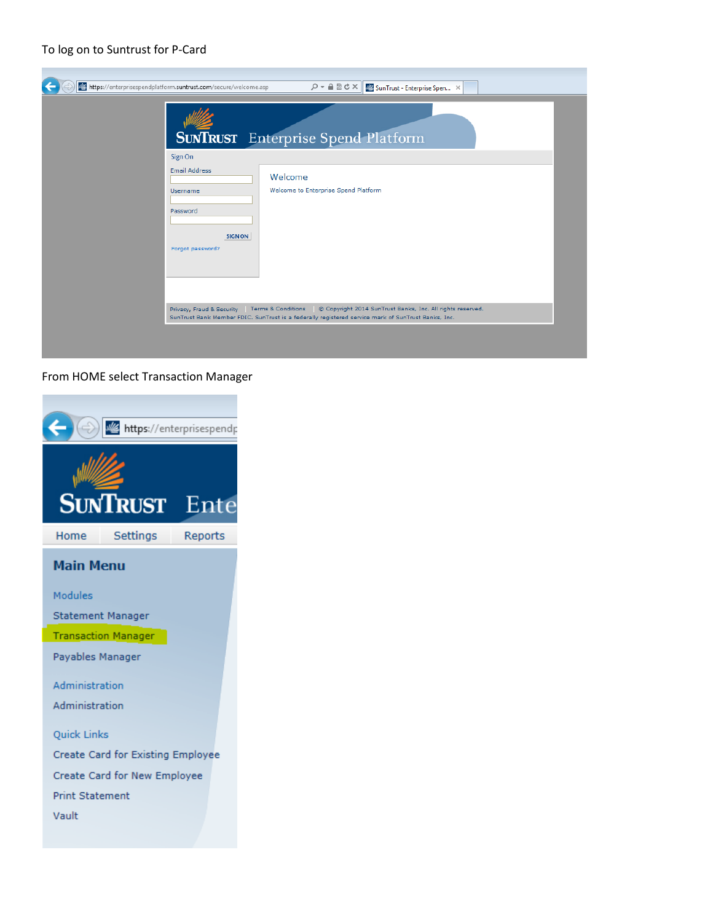To log on to Suntrust for P-Card

From HOME select Transaction Manager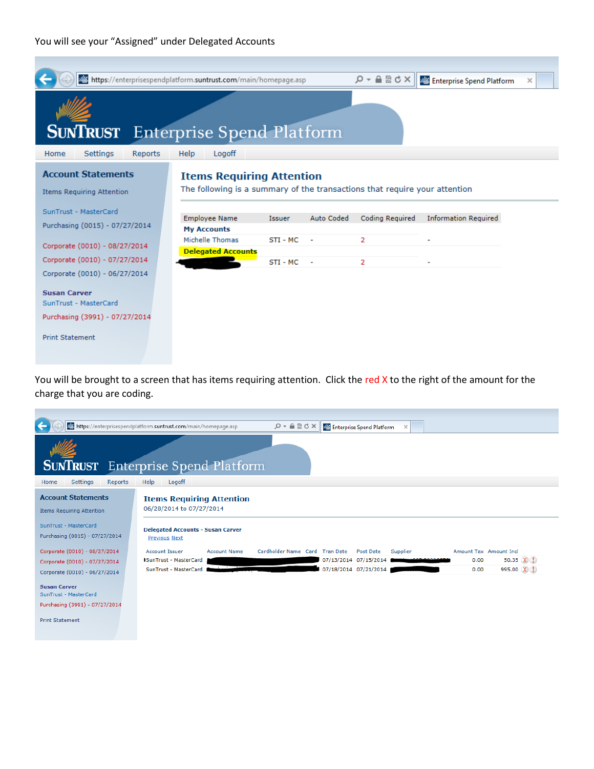You will see your “Assigned” under Delegated Accounts

You will be brought to a screen that has items requiring attention. Click the red X to the right of the amount for the charge that you are coding.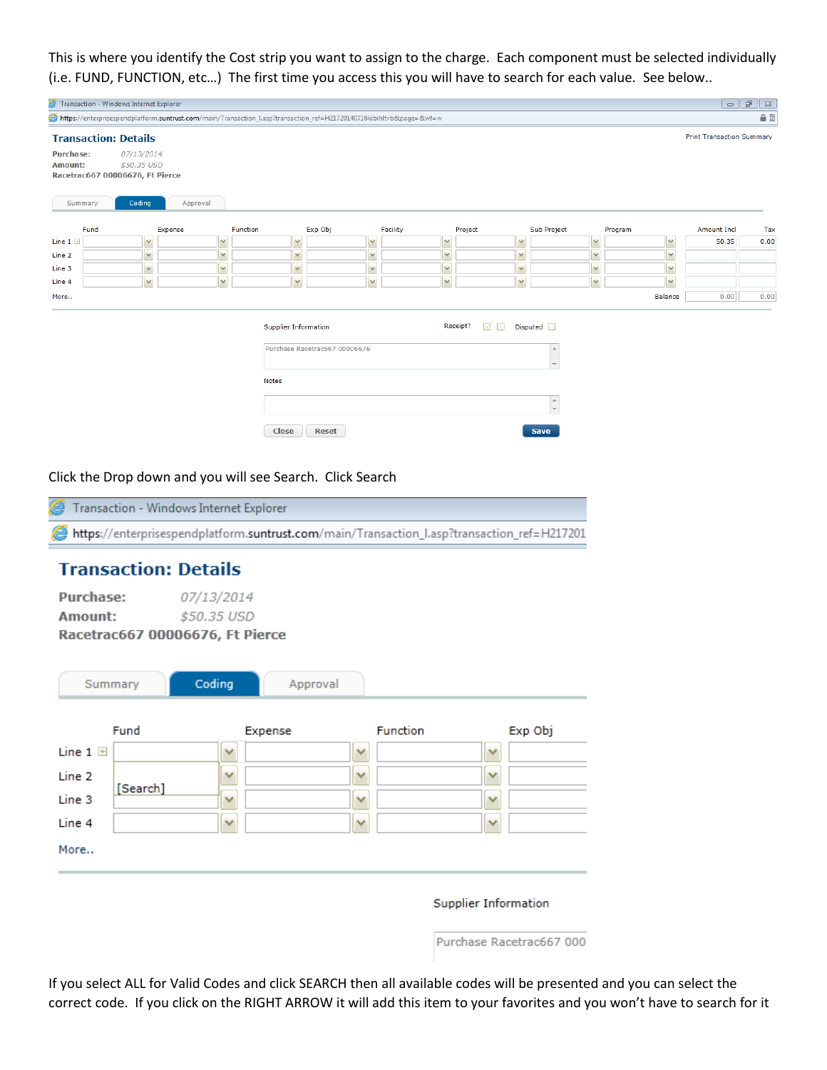This is where you identify the Cost strip you want to assign to the charge. Each component must be selected individually (i.e. FUND, FUNCTION, etc…) The first time you access this you will have to search for each value. See below..

Transaction - Windows Internet Explorer

https://enterprisespendplatform.suntrust.com/main/Transaction_I.asp?transaction_ref=H21720140716kibihltvb&page=&wf=w

**Transaction: Details**

Print Transaction Summary

**Purchase:** 07/13/2014
**Amount:** $50.35 USD
**Racetrac667 00006676, Ft Pierce**

Summary | Coding | Approval

| | Fund | Expense | Function | Exp Obj | Facility | Project | Sub Project | Program | Amount Incl | Tax |
|---|---|---|---|---|---|---|---|---|---|---|
| Line 1 | | | | | | | | | 50.35 | 0.00 |
| Line 2 | | | | | | | | | | |
| Line 3 | | | | | | | | | | |
| Line 4 | | | | | | | | | | |
| More.. | | | | | | | | Balance | 0.00 | 0.00 |

Supplier Information — Receipt? — Disputed

Purchase Racetrac667 00006676

Notes

Close | Reset | Save

Click the Drop down and you will see Search. Click Search

Transaction - Windows Internet Explorer

https://enterprisespendplatform.suntrust.com/main/Transaction_I.asp?transaction_ref=H217201

**Transaction: Details**

**Purchase:** 07/13/2014
**Amount:** $50.35 USD
**Racetrac667 00006676, Ft Pierce**

Summary | Coding | Approval

| | Fund | Expense | Function | Exp Obj |
|---|---|---|---|---|
| Line 1 | | | | |
| Line 2 | [Search] | | | |
| Line 3 | | | | |
| Line 4 | | | | |
| More.. | | | | |

Supplier Information

Purchase Racetrac667 000

If you select ALL for Valid Codes and click SEARCH then all available codes will be presented and you can select the correct code. If you click on the RIGHT ARROW it will add this item to your favorites and you won't have to search for it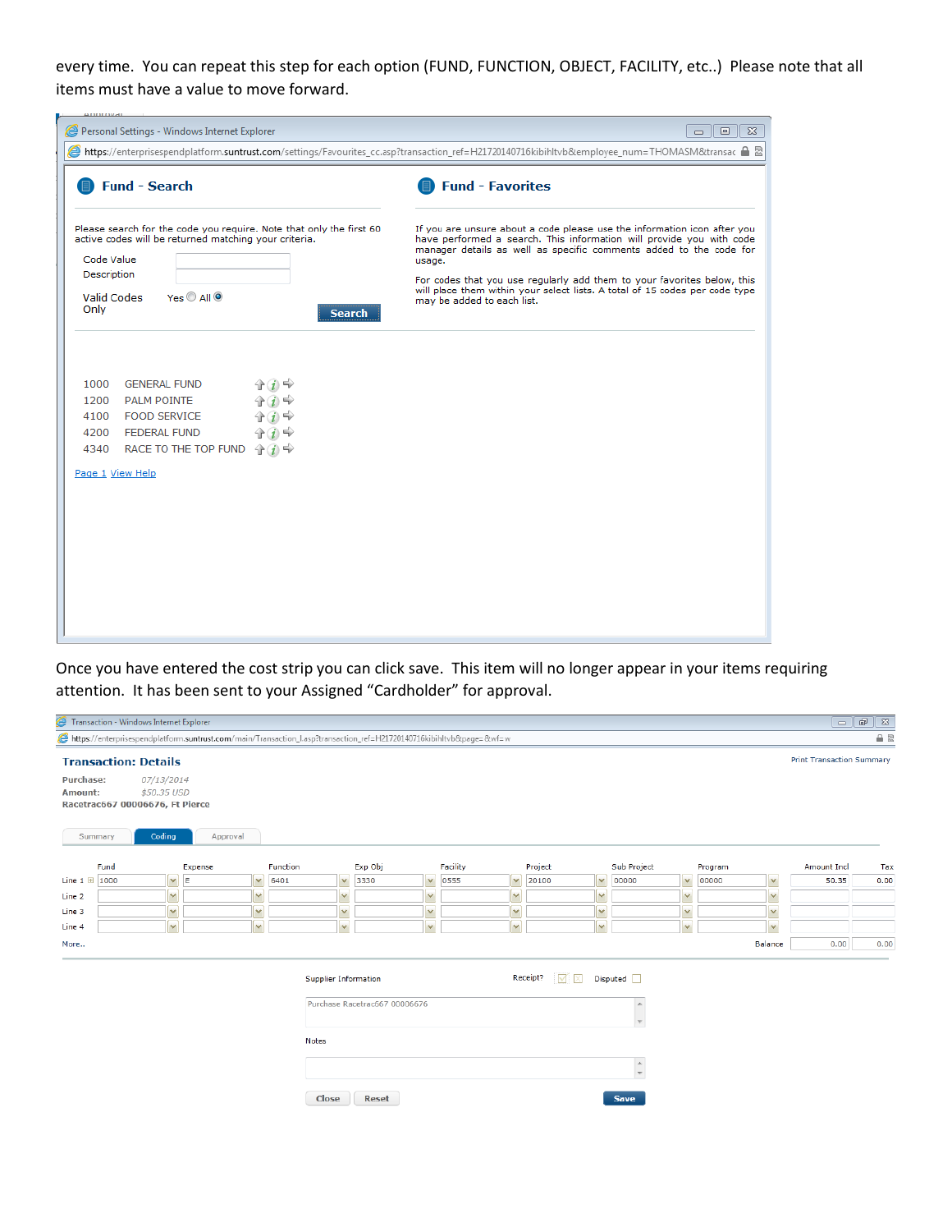every time. You can repeat this step for each option (FUND, FUNCTION, OBJECT, FACILITY, etc..) Please note that all items must have a value to move forward.

Personal Settings - Windows Internet Explorer

https://enterprisespendplatform.suntrust.com/settings/Favourites_cc.asp?transaction_ref=H21720140716kibihltvb&employee_num=THOMASM&transac

**Fund - Search**

Please search for the code you require. Note that only the first 60 active codes will be returned matching your criteria.

Code Value

Description

Valid Codes Only Yes All

Search

| | |
|---|---|
| 1000 | GENERAL FUND |
| 1200 | PALM POINTE |
| 4100 | FOOD SERVICE |
| 4200 | FEDERAL FUND |
| 4340 | RACE TO THE TOP FUND |

Page 1 View Help

**Fund - Favorites**

If you are unsure about a code please use the information icon after you have performed a search. This information will provide you with code manager details as well as specific comments added to the code for usage.

For codes that you use regularly add them to your favorites below, this will place them within your select lists. A total of 15 codes per code type may be added to each list.

Once you have entered the cost strip you can click save. This item will no longer appear in your items requiring attention. It has been sent to your Assigned "Cardholder" for approval.

Transaction - Windows Internet Explorer

https://enterprisespendplatform.suntrust.com/main/Transaction_l.asp?transaction_ref=H21720140716kibihltvb&page=&wf=w

**Transaction: Details**

Print Transaction Summary

Purchase: 07/13/2014

Amount: $50.35 USD

Racetrac667 00006676, Ft Pierce

Summary | Coding | Approval

| | Fund | Expense | Function | Exp Obj | Facility | Project | Sub Project | Program | Amount Incl | Tax |
|---|---|---|---|---|---|---|---|---|---|---|
| Line 1 | 1000 | E | 6401 | 3330 | 0555 | 20100 | 00000 | 00000 | 50.35 | 0.00 |
| Line 2 | | | | | | | | | | |
| Line 3 | | | | | | | | | | |
| Line 4 | | | | | | | | | | |
| More.. | | | | | | | | Balance | 0.00 | 0.00 |

Supplier Information Receipt? Disputed

Purchase Racetrac667 00006676

Notes

Close Reset Save